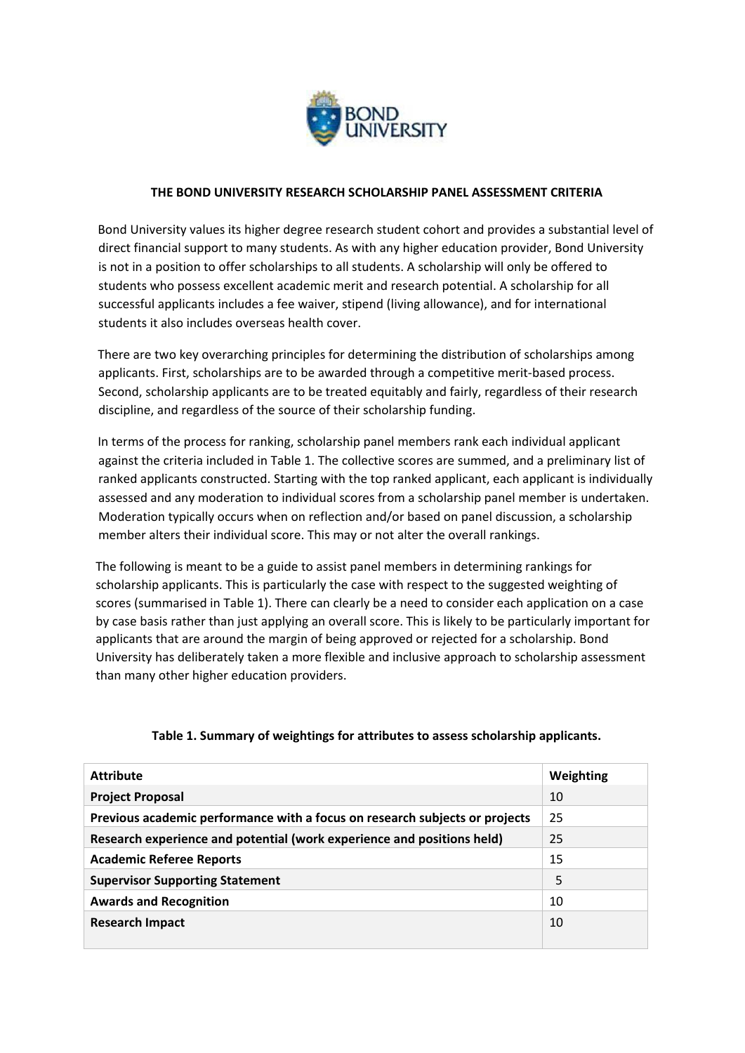# THE BOND UNIVERSITY RESEARCH SCHOLARSHIP PANEL ASSESSMENT CRITERIA

Bond University values its higher degree research student cohort and provides a substantial level of direct financial support to many students. As with any higher education provider, Bond University is not in a position to offer scholarships to all students. A scholarship will only be offered to students who possess excellent academic merit and research potential. A scholarship for all successful applicants includes a fee waiver, stipend (living allowance), and for international students it also includes overseas health cover.

There are two key overarching principles for determining the distribution of scholarships among applicants. First, scholarships are to be awarded through a competitive merit-based process. Second, scholarship applicants are to be treated equitably and fairly, regardless of their research discipline, and regardless of the source of their scholarship funding.

In terms of the process for ranking, scholarship panel members rank each individual applicant against the criteria included in Table 1. The collective scores are summed, and a preliminary list of ranked applicants constructed. Starting with the top ranked applicant, each applicant is individually assessed and any moderation to individual scores from a scholarship panel member is undertaken. Moderation typically occurs when on reflection and/or based on panel discussion, a scholarship member alters their individual score. This may or not alter the overall rankings.

The following is meant to be a guide to assist panel members in determining rankings for scholarship applicants. This is particularly the case with respect to the suggested weighting of scores (summarised in Table 1). There can clearly be a need to consider each application on a case by case basis rather than just applying an overall score. This is likely to be particularly important for applicants that are around the margin of being approved or rejected for a scholarship. Bond University has deliberately taken a more flexible and inclusive approach to scholarship assessment than many other higher education providers.

**Table 1. Summary of weightings for attributes to assess scholarship applicants.**

| Attribute | Weighting |
|---|---|
| **Project Proposal** | 10 |
| **Previous academic performance with a focus on research subjects or projects** | 25 |
| **Research experience and potential (work experience and positions held)** | 25 |
| **Academic Referee Reports** | 15 |
| **Supervisor Supporting Statement** | 5 |
| **Awards and Recognition** | 10 |
| **Research Impact** | 10 |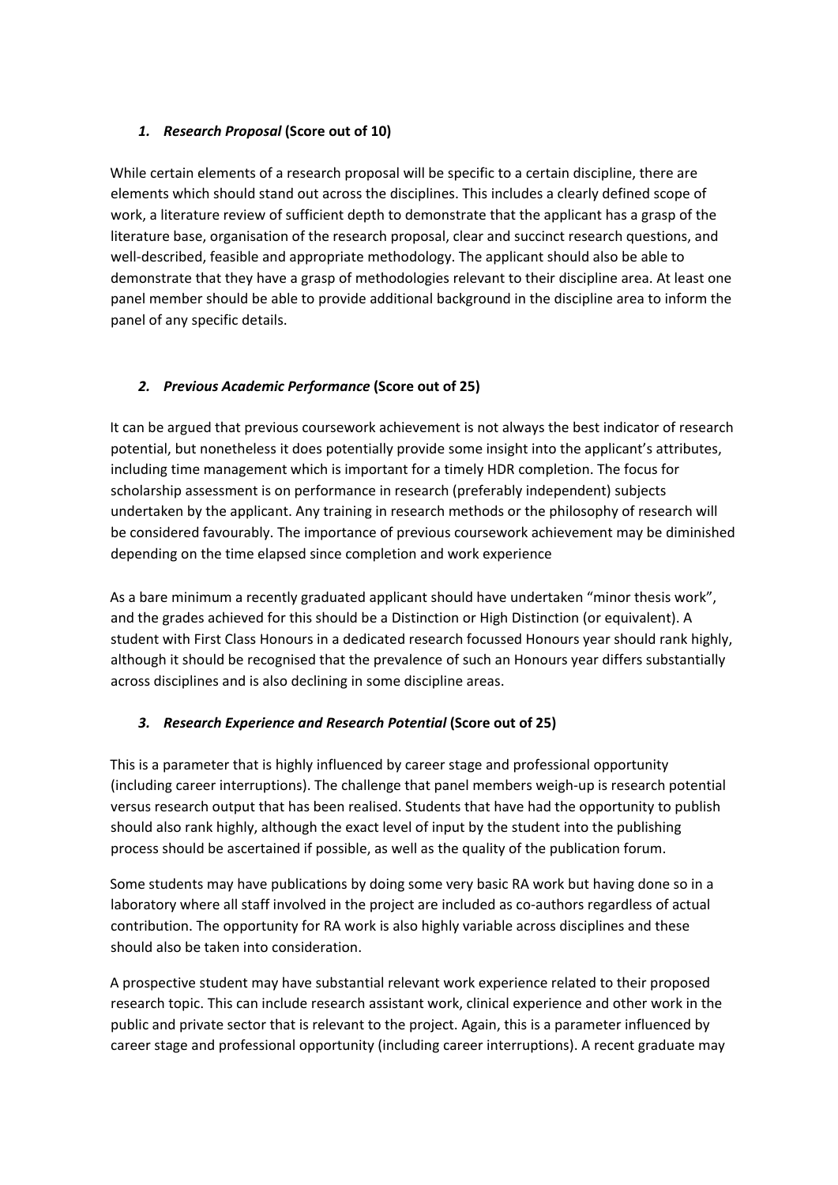### *1. Research Proposal* (Score out of 10)

While certain elements of a research proposal will be specific to a certain discipline, there are elements which should stand out across the disciplines. This includes a clearly defined scope of work, a literature review of sufficient depth to demonstrate that the applicant has a grasp of the literature base, organisation of the research proposal, clear and succinct research questions, and well-described, feasible and appropriate methodology. The applicant should also be able to demonstrate that they have a grasp of methodologies relevant to their discipline area. At least one panel member should be able to provide additional background in the discipline area to inform the panel of any specific details.

### *2. Previous Academic Performance* (Score out of 25)

It can be argued that previous coursework achievement is not always the best indicator of research potential, but nonetheless it does potentially provide some insight into the applicant's attributes, including time management which is important for a timely HDR completion. The focus for scholarship assessment is on performance in research (preferably independent) subjects undertaken by the applicant. Any training in research methods or the philosophy of research will be considered favourably. The importance of previous coursework achievement may be diminished depending on the time elapsed since completion and work experience

As a bare minimum a recently graduated applicant should have undertaken "minor thesis work", and the grades achieved for this should be a Distinction or High Distinction (or equivalent). A student with First Class Honours in a dedicated research focussed Honours year should rank highly, although it should be recognised that the prevalence of such an Honours year differs substantially across disciplines and is also declining in some discipline areas.

### *3. Research Experience and Research Potential* (Score out of 25)

This is a parameter that is highly influenced by career stage and professional opportunity (including career interruptions). The challenge that panel members weigh-up is research potential versus research output that has been realised. Students that have had the opportunity to publish should also rank highly, although the exact level of input by the student into the publishing process should be ascertained if possible, as well as the quality of the publication forum.

Some students may have publications by doing some very basic RA work but having done so in a laboratory where all staff involved in the project are included as co-authors regardless of actual contribution. The opportunity for RA work is also highly variable across disciplines and these should also be taken into consideration.

A prospective student may have substantial relevant work experience related to their proposed research topic. This can include research assistant work, clinical experience and other work in the public and private sector that is relevant to the project. Again, this is a parameter influenced by career stage and professional opportunity (including career interruptions). A recent graduate may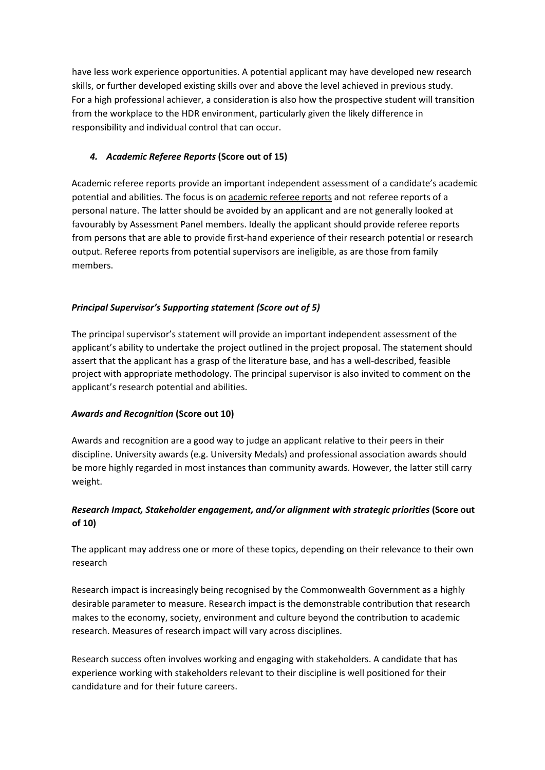have less work experience opportunities. A potential applicant may have developed new research skills, or further developed existing skills over and above the level achieved in previous study. For a high professional achiever, a consideration is also how the prospective student will transition from the workplace to the HDR environment, particularly given the likely difference in responsibility and individual control that can occur.

### 4. *Academic Referee Reports* (Score out of 15)

Academic referee reports provide an important independent assessment of a candidate's academic potential and abilities. The focus is on academic referee reports and not referee reports of a personal nature. The latter should be avoided by an applicant and are not generally looked at favourably by Assessment Panel members. Ideally the applicant should provide referee reports from persons that are able to provide first-hand experience of their research potential or research output. Referee reports from potential supervisors are ineligible, as are those from family members.

### *Principal Supervisor's Supporting statement (Score out of 5)*

The principal supervisor's statement will provide an important independent assessment of the applicant's ability to undertake the project outlined in the project proposal. The statement should assert that the applicant has a grasp of the literature base, and has a well-described, feasible project with appropriate methodology. The principal supervisor is also invited to comment on the applicant's research potential and abilities.

### *Awards and Recognition* (Score out 10)

Awards and recognition are a good way to judge an applicant relative to their peers in their discipline. University awards (e.g. University Medals) and professional association awards should be more highly regarded in most instances than community awards. However, the latter still carry weight.

### *Research Impact, Stakeholder engagement, and/or alignment with strategic priorities* (Score out of 10)

The applicant may address one or more of these topics, depending on their relevance to their own research

Research impact is increasingly being recognised by the Commonwealth Government as a highly desirable parameter to measure. Research impact is the demonstrable contribution that research makes to the economy, society, environment and culture beyond the contribution to academic research. Measures of research impact will vary across disciplines.

Research success often involves working and engaging with stakeholders. A candidate that has experience working with stakeholders relevant to their discipline is well positioned for their candidature and for their future careers.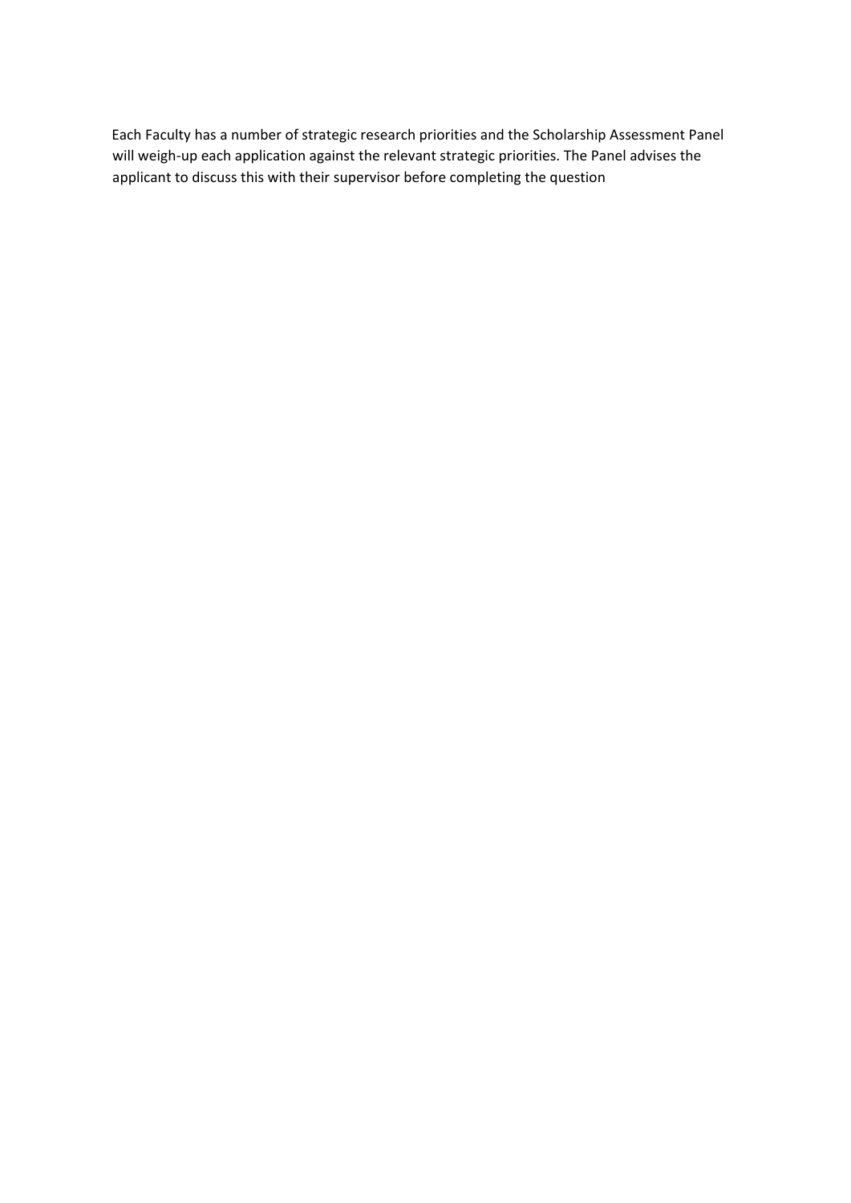Each Faculty has a number of strategic research priorities and the Scholarship Assessment Panel will weigh-up each application against the relevant strategic priorities. The Panel advises the applicant to discuss this with their supervisor before completing the question